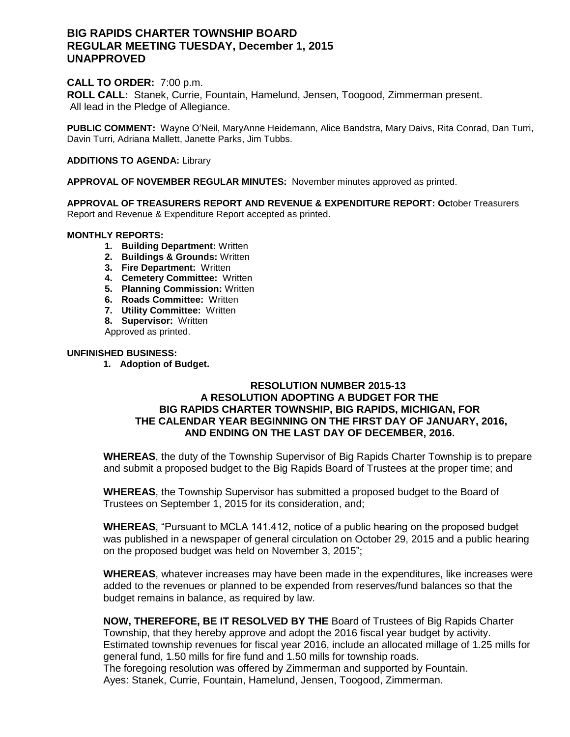# BIG RAPIDS CHARTER TOWNSHIP BOARD
# REGULAR MEETING TUESDAY, December 1, 2015
# UNAPPROVED

**CALL TO ORDER:** 7:00 p.m.

**ROLL CALL:** Stanek, Currie, Fountain, Hamelund, Jensen, Toogood, Zimmerman present.
All lead in the Pledge of Allegiance.

**PUBLIC COMMENT:** Wayne O'Neil, MaryAnne Heidemann, Alice Bandstra, Mary Daivs, Rita Conrad, Dan Turri, Davin Turri, Adriana Mallett, Janette Parks, Jim Tubbs.

**ADDITIONS TO AGENDA:** Library

**APPROVAL OF NOVEMBER REGULAR MINUTES:** November minutes approved as printed.

**APPROVAL OF TREASURERS REPORT AND REVENUE & EXPENDITURE REPORT: Oc**tober Treasurers Report and Revenue & Expenditure Report accepted as printed.

**MONTHLY REPORTS:**

1. **Building Department:** Written
2. **Buildings & Grounds:** Written
3. **Fire Department:** Written
4. **Cemetery Committee:** Written
5. **Planning Commission:** Written
6. **Roads Committee:** Written
7. **Utility Committee:** Written
8. **Supervisor:** Written

Approved as printed.

**UNFINISHED BUSINESS:**

1. **Adoption of Budget.**

**RESOLUTION NUMBER 2015-13**
**A RESOLUTION ADOPTING A BUDGET FOR THE BIG RAPIDS CHARTER TOWNSHIP, BIG RAPIDS, MICHIGAN, FOR THE CALENDAR YEAR BEGINNING ON THE FIRST DAY OF JANUARY, 2016, AND ENDING ON THE LAST DAY OF DECEMBER, 2016.**

**WHEREAS**, the duty of the Township Supervisor of Big Rapids Charter Township is to prepare and submit a proposed budget to the Big Rapids Board of Trustees at the proper time; and

**WHEREAS**, the Township Supervisor has submitted a proposed budget to the Board of Trustees on September 1, 2015 for its consideration, and;

**WHEREAS**, "Pursuant to MCLA 141.412, notice of a public hearing on the proposed budget was published in a newspaper of general circulation on October 29, 2015 and a public hearing on the proposed budget was held on November 3, 2015";

**WHEREAS**, whatever increases may have been made in the expenditures, like increases were added to the revenues or planned to be expended from reserves/fund balances so that the budget remains in balance, as required by law.

**NOW, THEREFORE, BE IT RESOLVED BY THE** Board of Trustees of Big Rapids Charter Township, that they hereby approve and adopt the 2016 fiscal year budget by activity. Estimated township revenues for fiscal year 2016, include an allocated millage of 1.25 mills for general fund, 1.50 mills for fire fund and 1.50 mills for township roads.
The foregoing resolution was offered by Zimmerman and supported by Fountain.
Ayes: Stanek, Currie, Fountain, Hamelund, Jensen, Toogood, Zimmerman.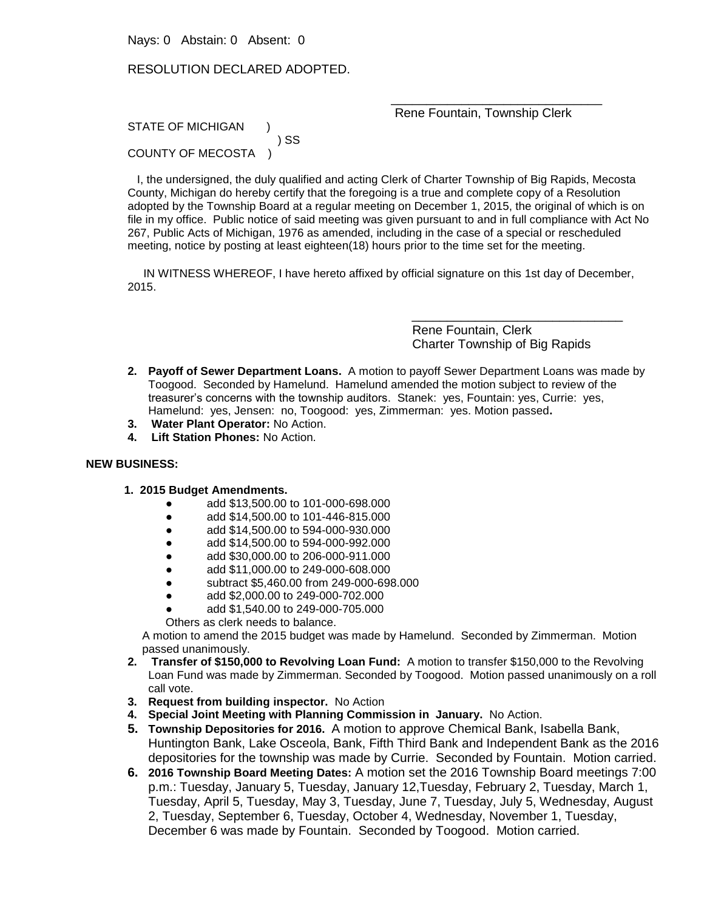Nays: 0 Abstain: 0 Absent: 0

RESOLUTION DECLARED ADOPTED.

\_\_\_\_\_\_\_\_\_\_\_\_\_\_\_\_\_\_\_\_\_\_\_\_\_\_\_\_\_\_

Rene Fountain, Township Clerk

STATE OF MICHIGAN )
) SS
COUNTY OF MECOSTA )

I, the undersigned, the duly qualified and acting Clerk of Charter Township of Big Rapids, Mecosta County, Michigan do hereby certify that the foregoing is a true and complete copy of a Resolution adopted by the Township Board at a regular meeting on December 1, 2015, the original of which is on file in my office. Public notice of said meeting was given pursuant to and in full compliance with Act No 267, Public Acts of Michigan, 1976 as amended, including in the case of a special or rescheduled meeting, notice by posting at least eighteen(18) hours prior to the time set for the meeting.

IN WITNESS WHEREOF, I have hereto affixed by official signature on this 1st day of December, 2015.

\_\_\_\_\_\_\_\_\_\_\_\_\_\_\_\_\_\_\_\_\_\_\_\_\_\_\_\_\_\_

Rene Fountain, Clerk
Charter Township of Big Rapids

2. **Payoff of Sewer Department Loans.** A motion to payoff Sewer Department Loans was made by Toogood. Seconded by Hamelund. Hamelund amended the motion subject to review of the treasurer's concerns with the township auditors. Stanek: yes, Fountain: yes, Currie: yes, Hamelund: yes, Jensen: no, Toogood: yes, Zimmerman: yes. Motion passed**.**
3. **Water Plant Operator:** No Action.
4. **Lift Station Phones:** No Action.

**NEW BUSINESS:**

1. **2015 Budget Amendments.**
   - add $13,500.00 to 101-000-698.000
   - add $14,500.00 to 101-446-815.000
   - add $14,500.00 to 594-000-930.000
   - add $14,500.00 to 594-000-992.000
   - add $30,000.00 to 206-000-911.000
   - add $11,000.00 to 249-000-608.000
   - subtract $5,460.00 from 249-000-698.000
   - add $2,000.00 to 249-000-702.000
   - add $1,540.00 to 249-000-705.000

   Others as clerk needs to balance.

   A motion to amend the 2015 budget was made by Hamelund. Seconded by Zimmerman. Motion passed unanimously.
2. **Transfer of $150,000 to Revolving Loan Fund:** A motion to transfer $150,000 to the Revolving Loan Fund was made by Zimmerman. Seconded by Toogood. Motion passed unanimously on a roll call vote.
3. **Request from building inspector.** No Action
4. **Special Joint Meeting with Planning Commission in January.** No Action.
5. **Township Depositories for 2016.** A motion to approve Chemical Bank, Isabella Bank, Huntington Bank, Lake Osceola, Bank, Fifth Third Bank and Independent Bank as the 2016 depositories for the township was made by Currie. Seconded by Fountain. Motion carried.
6. **2016 Township Board Meeting Dates:** A motion set the 2016 Township Board meetings 7:00 p.m.: Tuesday, January 5, Tuesday, January 12,Tuesday, February 2, Tuesday, March 1, Tuesday, April 5, Tuesday, May 3, Tuesday, June 7, Tuesday, July 5, Wednesday, August 2, Tuesday, September 6, Tuesday, October 4, Wednesday, November 1, Tuesday, December 6 was made by Fountain. Seconded by Toogood. Motion carried.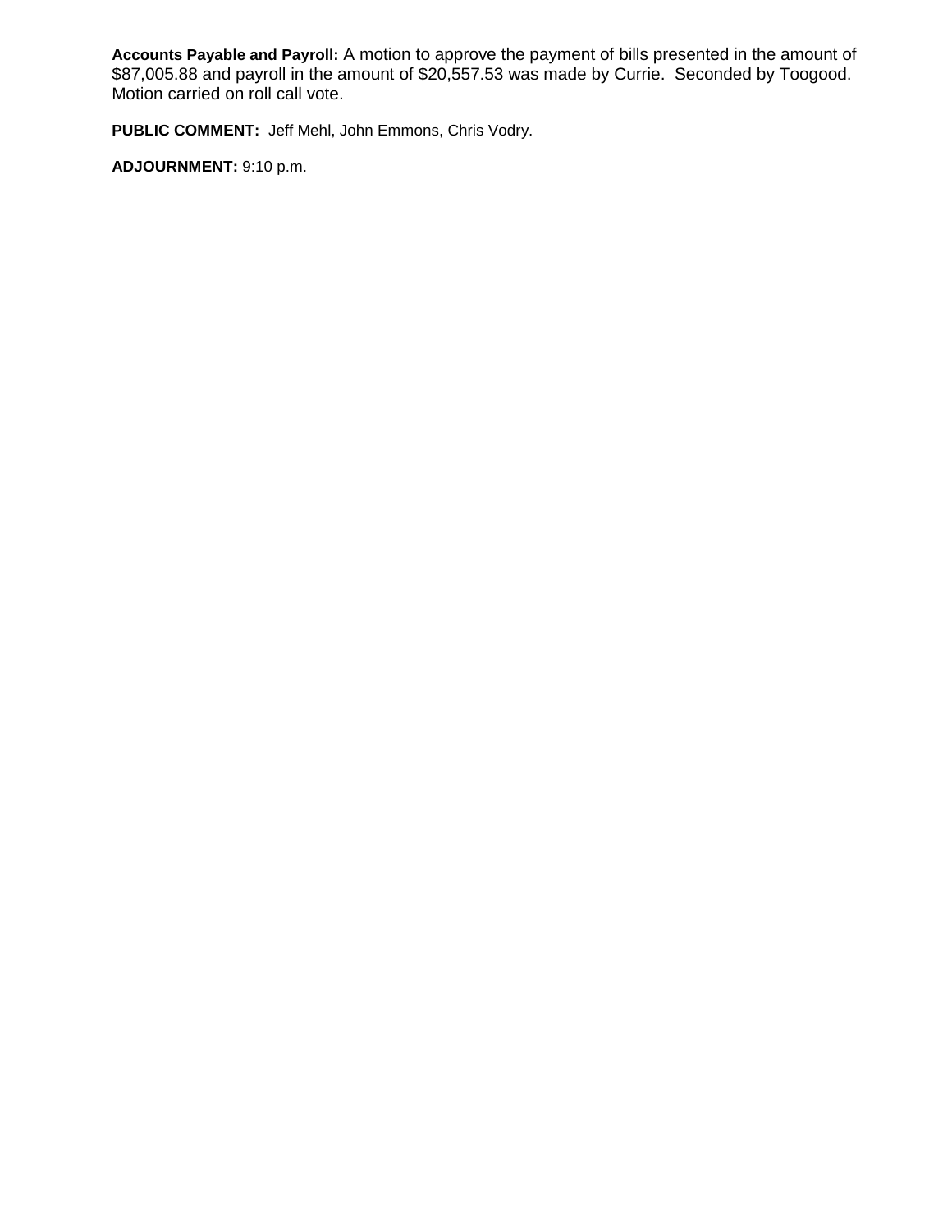**Accounts Payable and Payroll:** A motion to approve the payment of bills presented in the amount of $87,005.88 and payroll in the amount of $20,557.53 was made by Currie. Seconded by Toogood. Motion carried on roll call vote.

**PUBLIC COMMENT:** Jeff Mehl, John Emmons, Chris Vodry.

**ADJOURNMENT:** 9:10 p.m.